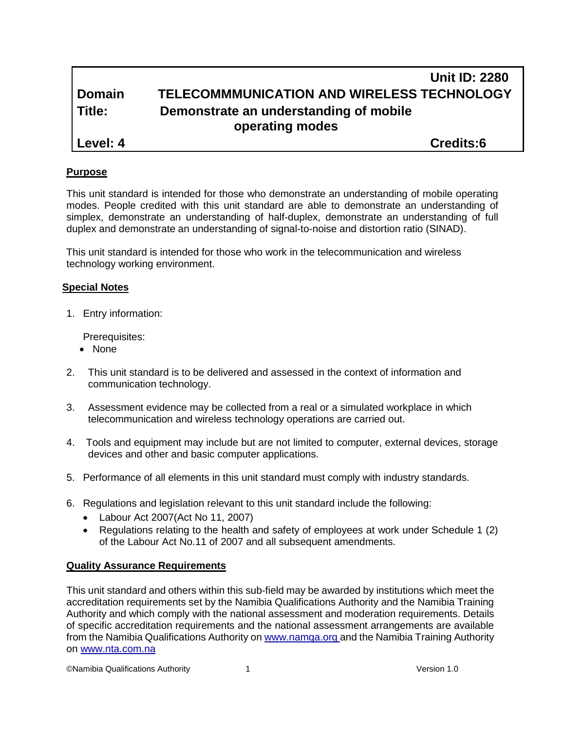**Unit ID: 2280**

| | |
|---|---|
| **Domain** | **TELECOMMMUNICATION AND WIRELESS TECHNOLOGY** |
| **Title:** | **Demonstrate an understanding of mobile operating modes** |
| **Level: 4** | **Credits:6** |

## Purpose

This unit standard is intended for those who demonstrate an understanding of mobile operating modes. People credited with this unit standard are able to demonstrate an understanding of simplex, demonstrate an understanding of half-duplex, demonstrate an understanding of full duplex and demonstrate an understanding of signal-to-noise and distortion ratio (SINAD).

This unit standard is intended for those who work in the telecommunication and wireless technology working environment.

## Special Notes

1. Entry information:

   Prerequisites:
   - None

2. This unit standard is to be delivered and assessed in the context of information and communication technology.

3. Assessment evidence may be collected from a real or a simulated workplace in which telecommunication and wireless technology operations are carried out.

4. Tools and equipment may include but are not limited to computer, external devices, storage devices and other and basic computer applications.

5. Performance of all elements in this unit standard must comply with industry standards.

6. Regulations and legislation relevant to this unit standard include the following:
   - Labour Act 2007(Act No 11, 2007)
   - Regulations relating to the health and safety of employees at work under Schedule 1 (2) of the Labour Act No.11 of 2007 and all subsequent amendments.

## Quality Assurance Requirements

This unit standard and others within this sub-field may be awarded by institutions which meet the accreditation requirements set by the Namibia Qualifications Authority and the Namibia Training Authority and which comply with the national assessment and moderation requirements. Details of specific accreditation requirements and the national assessment arrangements are available from the Namibia Qualifications Authority on www.namqa.org and the Namibia Training Authority on www.nta.com.na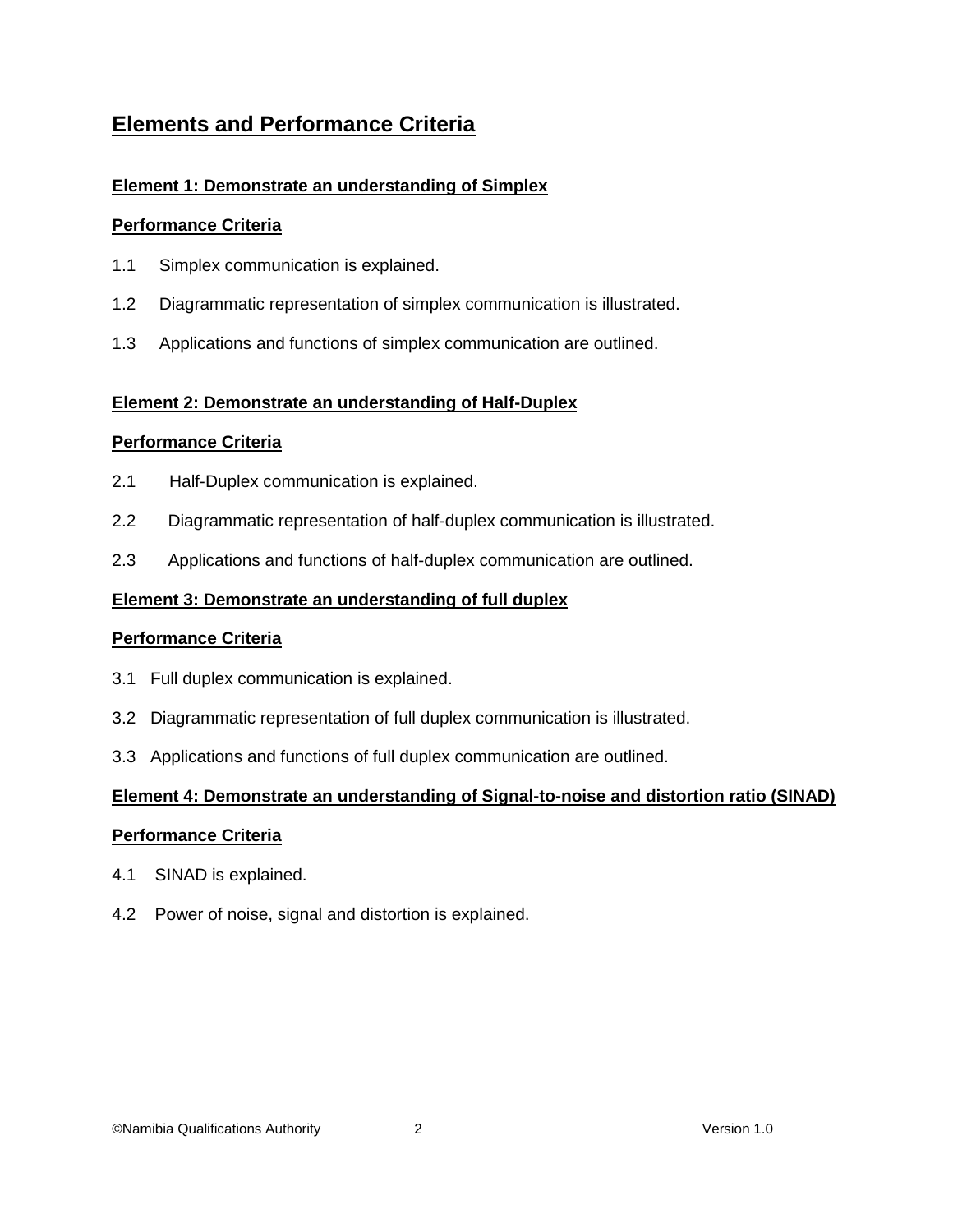# Elements and Performance Criteria

## Element 1: Demonstrate an understanding of Simplex

### Performance Criteria

1.1 Simplex communication is explained.

1.2 Diagrammatic representation of simplex communication is illustrated.

1.3 Applications and functions of simplex communication are outlined.

## Element 2: Demonstrate an understanding of Half-Duplex

### Performance Criteria

2.1 Half-Duplex communication is explained.

2.2 Diagrammatic representation of half-duplex communication is illustrated.

2.3 Applications and functions of half-duplex communication are outlined.

## Element 3: Demonstrate an understanding of full duplex

### Performance Criteria

3.1 Full duplex communication is explained.

3.2 Diagrammatic representation of full duplex communication is illustrated.

3.3 Applications and functions of full duplex communication are outlined.

## Element 4: Demonstrate an understanding of Signal-to-noise and distortion ratio (SINAD)

### Performance Criteria

4.1 SINAD is explained.

4.2 Power of noise, signal and distortion is explained.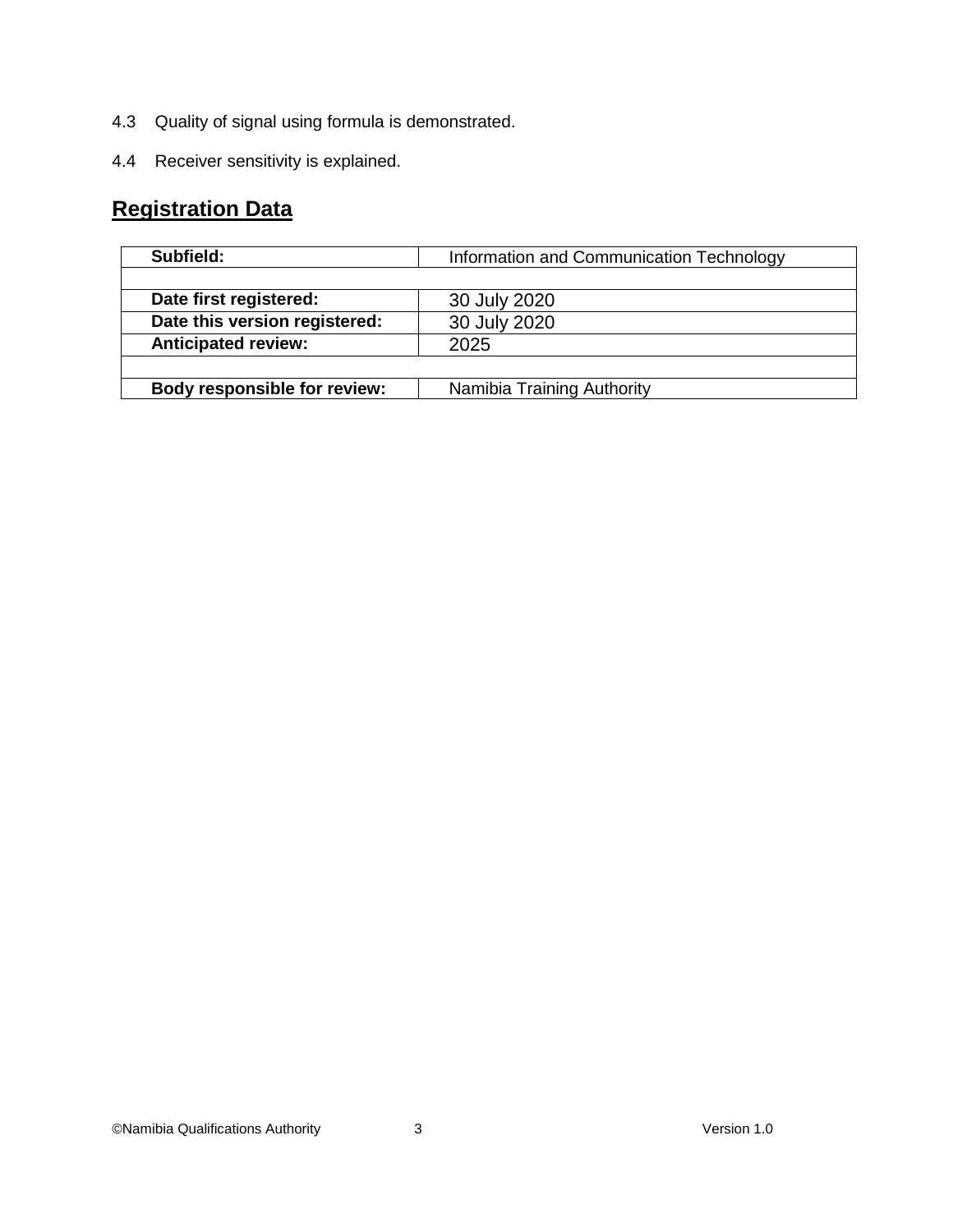4.3 Quality of signal using formula is demonstrated.

4.4 Receiver sensitivity is explained.

## Registration Data

| | |
|---|---|
| **Subfield:** | Information and Communication Technology |
| | |
| **Date first registered:** | 30 July 2020 |
| **Date this version registered:** | 30 July 2020 |
| **Anticipated review:** | 2025 |
| | |
| **Body responsible for review:** | Namibia Training Authority |